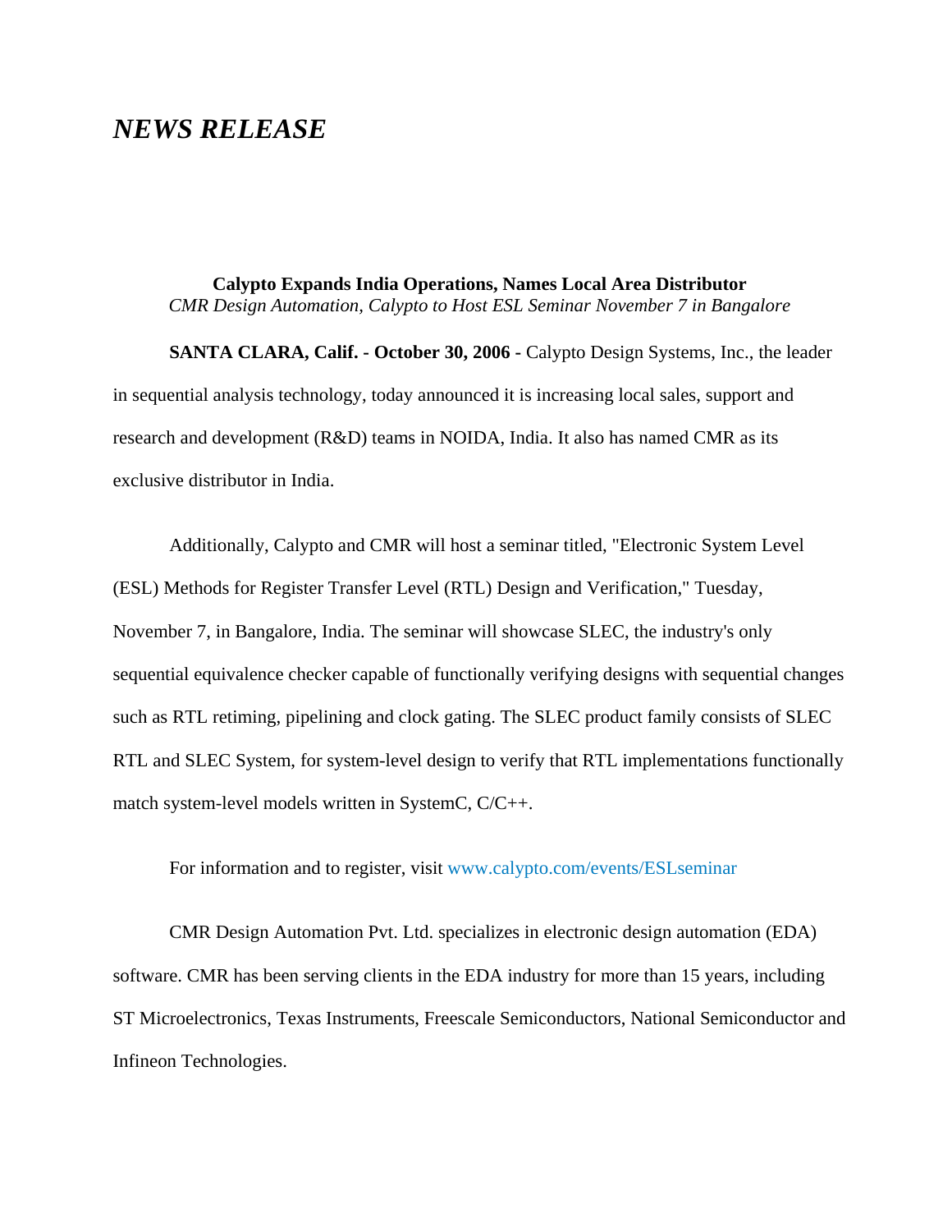# *NEWS RELEASE*

**Calypto Expands India Operations, Names Local Area Distributor**
*CMR Design Automation, Calypto to Host ESL Seminar November 7 in Bangalore*

**SANTA CLARA, Calif. - October 30, 2006 -** Calypto Design Systems, Inc., the leader in sequential analysis technology, today announced it is increasing local sales, support and research and development (R&D) teams in NOIDA, India. It also has named CMR as its exclusive distributor in India.

Additionally, Calypto and CMR will host a seminar titled, "Electronic System Level (ESL) Methods for Register Transfer Level (RTL) Design and Verification," Tuesday, November 7, in Bangalore, India. The seminar will showcase SLEC, the industry's only sequential equivalence checker capable of functionally verifying designs with sequential changes such as RTL retiming, pipelining and clock gating. The SLEC product family consists of SLEC RTL and SLEC System, for system-level design to verify that RTL implementations functionally match system-level models written in SystemC, C/C++.

For information and to register, visit www.calypto.com/events/ESLseminar

CMR Design Automation Pvt. Ltd. specializes in electronic design automation (EDA) software. CMR has been serving clients in the EDA industry for more than 15 years, including ST Microelectronics, Texas Instruments, Freescale Semiconductors, National Semiconductor and Infineon Technologies.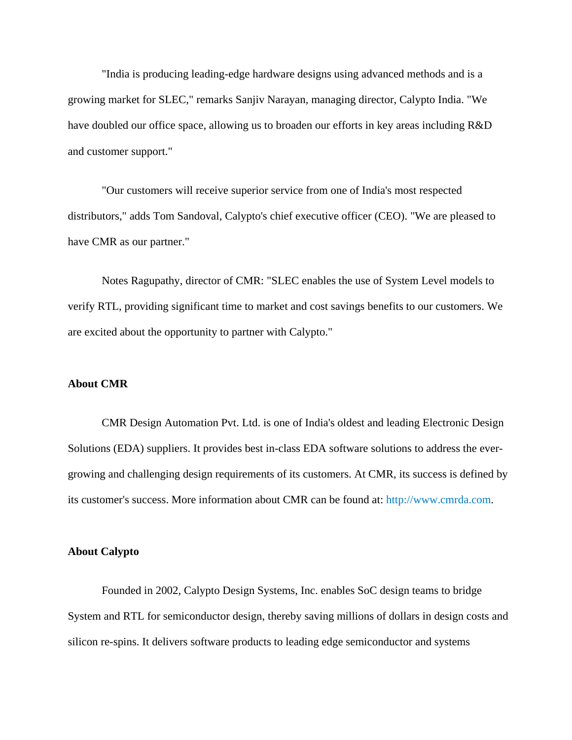"India is producing leading-edge hardware designs using advanced methods and is a growing market for SLEC," remarks Sanjiv Narayan, managing director, Calypto India. "We have doubled our office space, allowing us to broaden our efforts in key areas including R&D and customer support."

"Our customers will receive superior service from one of India's most respected distributors," adds Tom Sandoval, Calypto's chief executive officer (CEO). "We are pleased to have CMR as our partner."

Notes Ragupathy, director of CMR: "SLEC enables the use of System Level models to verify RTL, providing significant time to market and cost savings benefits to our customers. We are excited about the opportunity to partner with Calypto."

**About CMR**

CMR Design Automation Pvt. Ltd. is one of India's oldest and leading Electronic Design Solutions (EDA) suppliers. It provides best in-class EDA software solutions to address the ever-growing and challenging design requirements of its customers. At CMR, its success is defined by its customer's success. More information about CMR can be found at: http://www.cmrda.com.

**About Calypto**

Founded in 2002, Calypto Design Systems, Inc. enables SoC design teams to bridge System and RTL for semiconductor design, thereby saving millions of dollars in design costs and silicon re-spins. It delivers software products to leading edge semiconductor and systems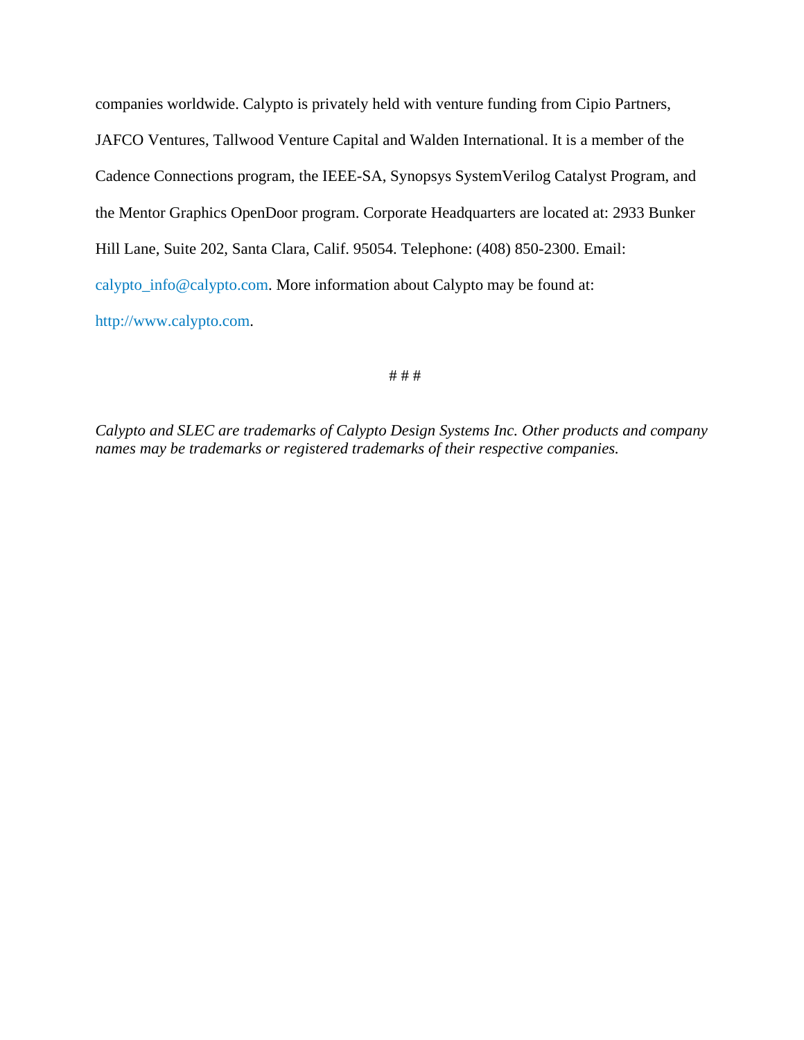companies worldwide. Calypto is privately held with venture funding from Cipio Partners, JAFCO Ventures, Tallwood Venture Capital and Walden International. It is a member of the Cadence Connections program, the IEEE-SA, Synopsys SystemVerilog Catalyst Program, and the Mentor Graphics OpenDoor program. Corporate Headquarters are located at: 2933 Bunker Hill Lane, Suite 202, Santa Clara, Calif. 95054. Telephone: (408) 850-2300. Email: calypto_info@calypto.com. More information about Calypto may be found at: http://www.calypto.com.

# # #

*Calypto and SLEC are trademarks of Calypto Design Systems Inc. Other products and company names may be trademarks or registered trademarks of their respective companies.*